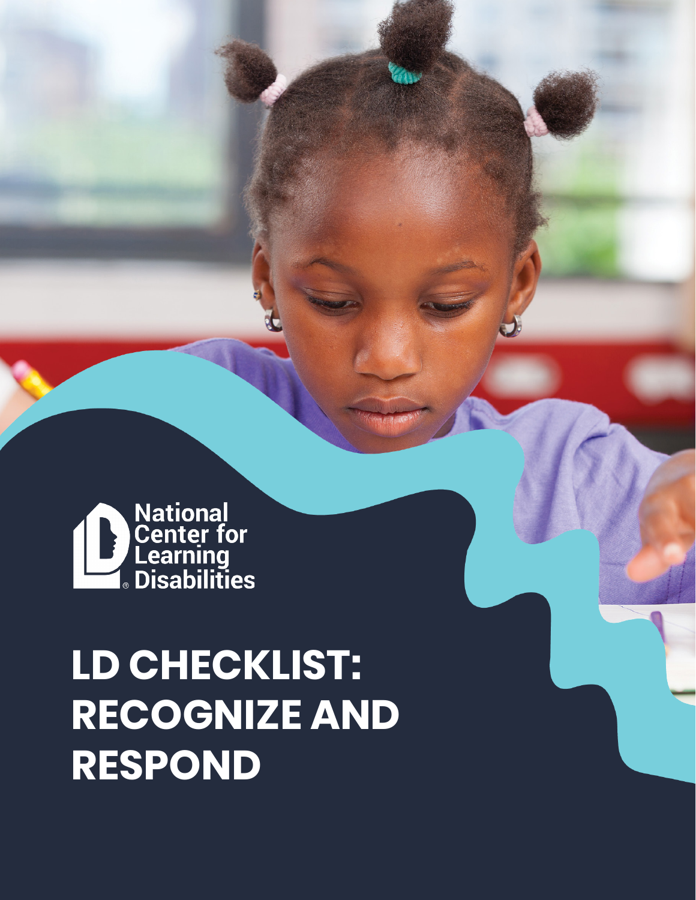National Center for Learning Disabilities

# LD CHECKLIST: RECOGNIZE AND RESPOND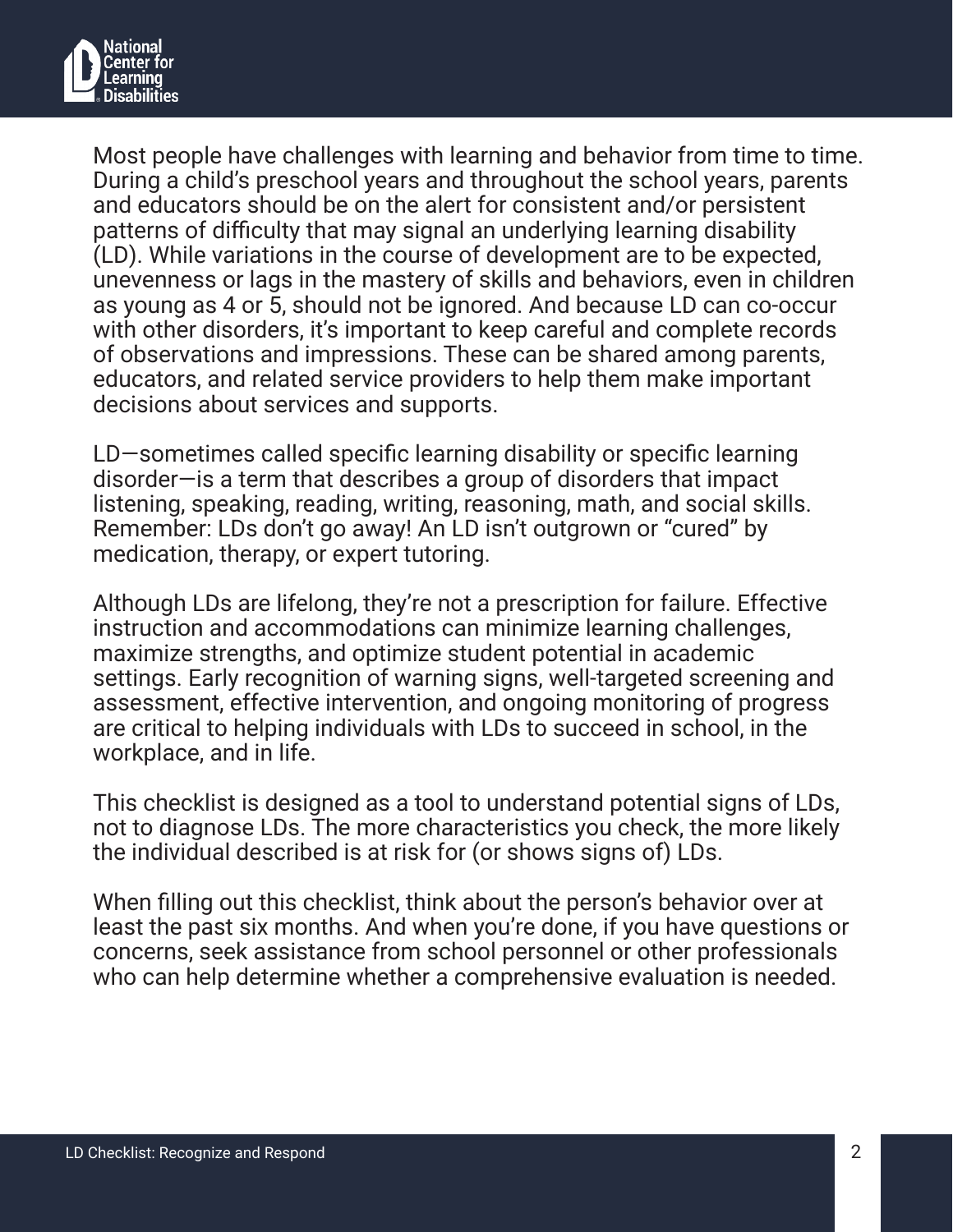Most people have challenges with learning and behavior from time to time. During a child's preschool years and throughout the school years, parents and educators should be on the alert for consistent and/or persistent patterns of difficulty that may signal an underlying learning disability (LD). While variations in the course of development are to be expected, unevenness or lags in the mastery of skills and behaviors, even in children as young as 4 or 5, should not be ignored. And because LD can co-occur with other disorders, it's important to keep careful and complete records of observations and impressions. These can be shared among parents, educators, and related service providers to help them make important decisions about services and supports.

LD—sometimes called specific learning disability or specific learning disorder—is a term that describes a group of disorders that impact listening, speaking, reading, writing, reasoning, math, and social skills. Remember: LDs don't go away! An LD isn't outgrown or "cured" by medication, therapy, or expert tutoring.

Although LDs are lifelong, they're not a prescription for failure. Effective instruction and accommodations can minimize learning challenges, maximize strengths, and optimize student potential in academic settings. Early recognition of warning signs, well-targeted screening and assessment, effective intervention, and ongoing monitoring of progress are critical to helping individuals with LDs to succeed in school, in the workplace, and in life.

This checklist is designed as a tool to understand potential signs of LDs, not to diagnose LDs. The more characteristics you check, the more likely the individual described is at risk for (or shows signs of) LDs.

When filling out this checklist, think about the person's behavior over at least the past six months. And when you're done, if you have questions or concerns, seek assistance from school personnel or other professionals who can help determine whether a comprehensive evaluation is needed.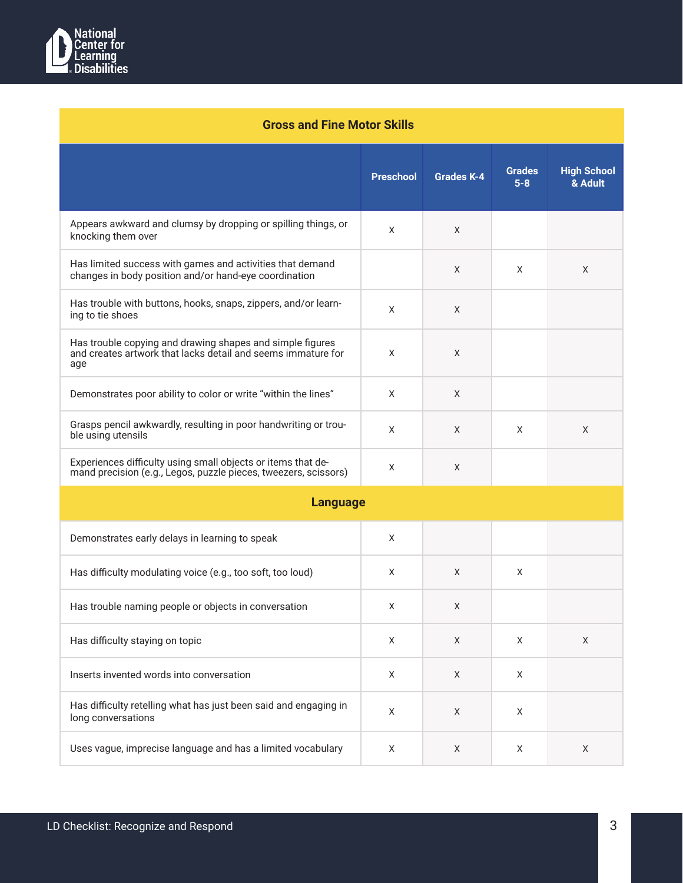| Gross and Fine Motor Skills | | | | |
|---|---|---|---|---|
| | **Preschool** | **Grades K-4** | **Grades 5-8** | **High School & Adult** |
| Appears awkward and clumsy by dropping or spilling things, or knocking them over | X | X | | |
| Has limited success with games and activities that demand changes in body position and/or hand-eye coordination | | X | X | X |
| Has trouble with buttons, hooks, snaps, zippers, and/or learning to tie shoes | X | X | | |
| Has trouble copying and drawing shapes and simple figures and creates artwork that lacks detail and seems immature for age | X | X | | |
| Demonstrates poor ability to color or write "within the lines" | X | X | | |
| Grasps pencil awkwardly, resulting in poor handwriting or trouble using utensils | X | X | X | X |
| Experiences difficulty using small objects or items that demand precision (e.g., Legos, puzzle pieces, tweezers, scissors) | X | X | | |
| **Language** | | | | |
| Demonstrates early delays in learning to speak | X | | | |
| Has difficulty modulating voice (e.g., too soft, too loud) | X | X | X | |
| Has trouble naming people or objects in conversation | X | X | | |
| Has difficulty staying on topic | X | X | X | X |
| Inserts invented words into conversation | X | X | X | |
| Has difficulty retelling what has just been said and engaging in long conversations | X | X | X | |
| Uses vague, imprecise language and has a limited vocabulary | X | X | X | X |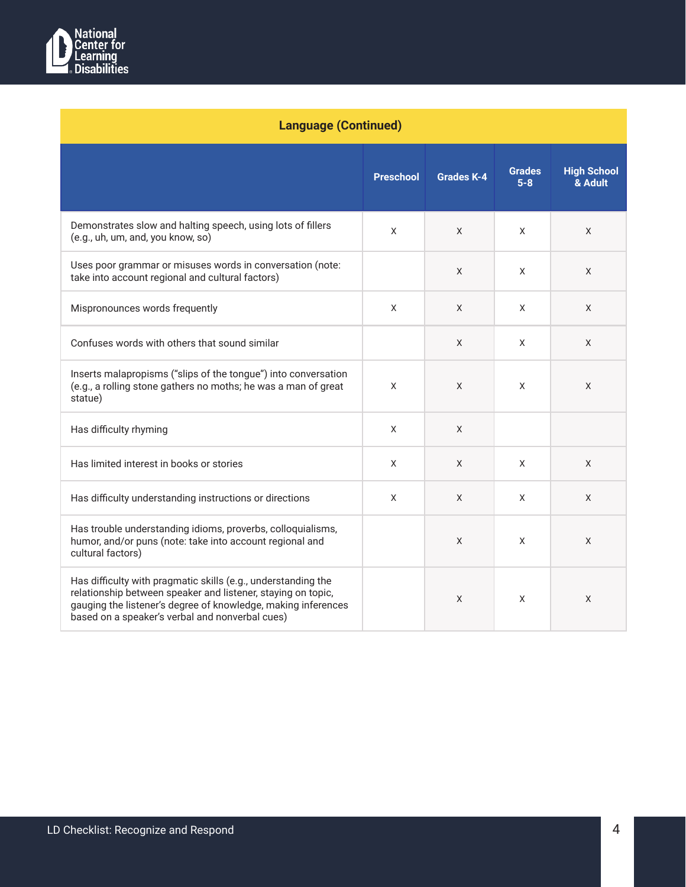## Language (Continued)

| | Preschool | Grades K-4 | Grades 5-8 | High School & Adult |
|---|---|---|---|---|
| Demonstrates slow and halting speech, using lots of fillers (e.g., uh, um, and, you know, so) | X | X | X | X |
| Uses poor grammar or misuses words in conversation (note: take into account regional and cultural factors) | | X | X | X |
| Mispronounces words frequently | X | X | X | X |
| Confuses words with others that sound similar | | X | X | X |
| Inserts malapropisms ("slips of the tongue") into conversation (e.g., a rolling stone gathers no moths; he was a man of great statue) | X | X | X | X |
| Has difficulty rhyming | X | X | | |
| Has limited interest in books or stories | X | X | X | X |
| Has difficulty understanding instructions or directions | X | X | X | X |
| Has trouble understanding idioms, proverbs, colloquialisms, humor, and/or puns (note: take into account regional and cultural factors) | | X | X | X |
| Has difficulty with pragmatic skills (e.g., understanding the relationship between speaker and listener, staying on topic, gauging the listener's degree of knowledge, making inferences based on a speaker's verbal and nonverbal cues) | | X | X | X |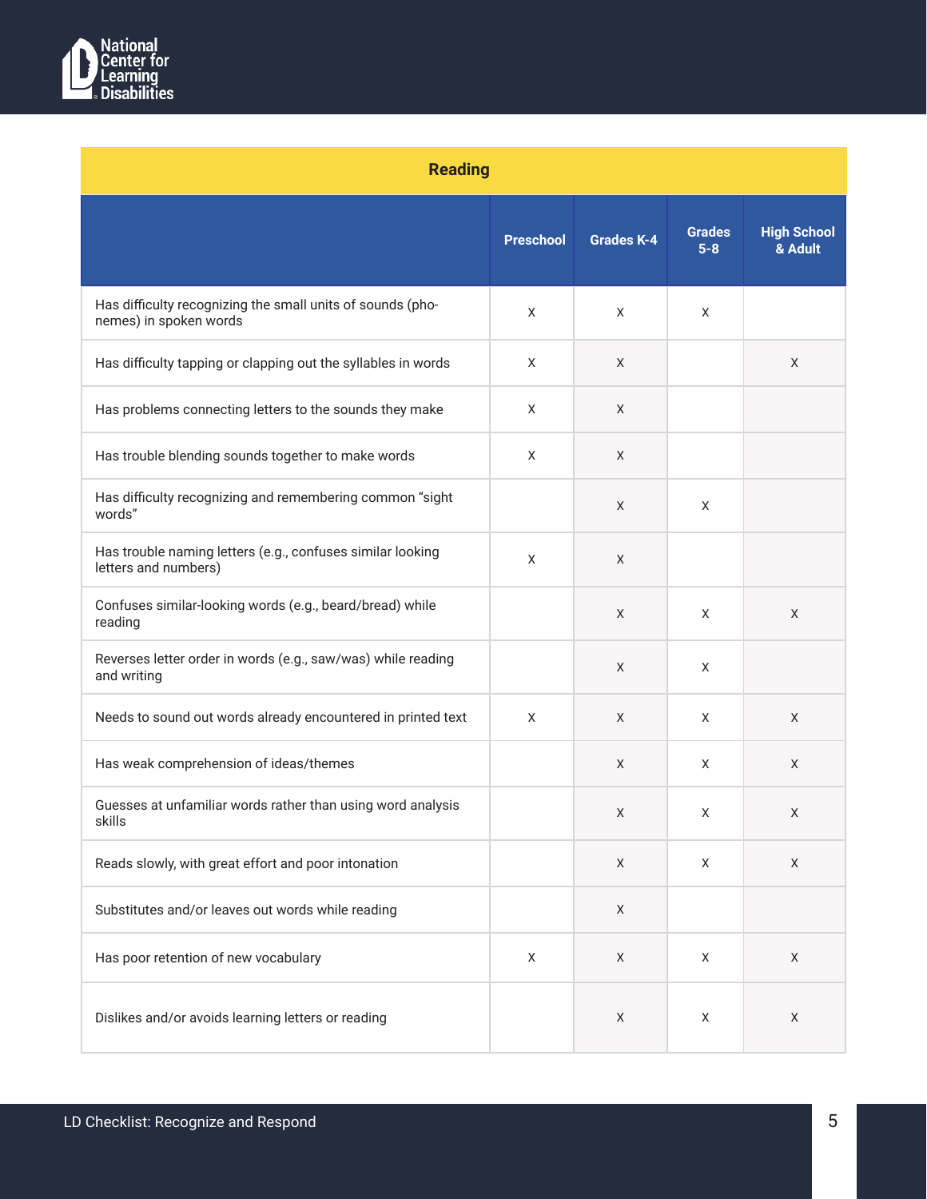## Reading

| | Preschool | Grades K-4 | Grades 5-8 | High School & Adult |
|---|---|---|---|---|
| Has difficulty recognizing the small units of sounds (phonemes) in spoken words | X | X | X | |
| Has difficulty tapping or clapping out the syllables in words | X | X | | X |
| Has problems connecting letters to the sounds they make | X | X | | |
| Has trouble blending sounds together to make words | X | X | | |
| Has difficulty recognizing and remembering common "sight words" | | X | X | |
| Has trouble naming letters (e.g., confuses similar looking letters and numbers) | X | X | | |
| Confuses similar-looking words (e.g., beard/bread) while reading | | X | X | X |
| Reverses letter order in words (e.g., saw/was) while reading and writing | | X | X | |
| Needs to sound out words already encountered in printed text | X | X | X | X |
| Has weak comprehension of ideas/themes | | X | X | X |
| Guesses at unfamiliar words rather than using word analysis skills | | X | X | X |
| Reads slowly, with great effort and poor intonation | | X | X | X |
| Substitutes and/or leaves out words while reading | | X | | |
| Has poor retention of new vocabulary | X | X | X | X |
| Dislikes and/or avoids learning letters or reading | | X | X | X |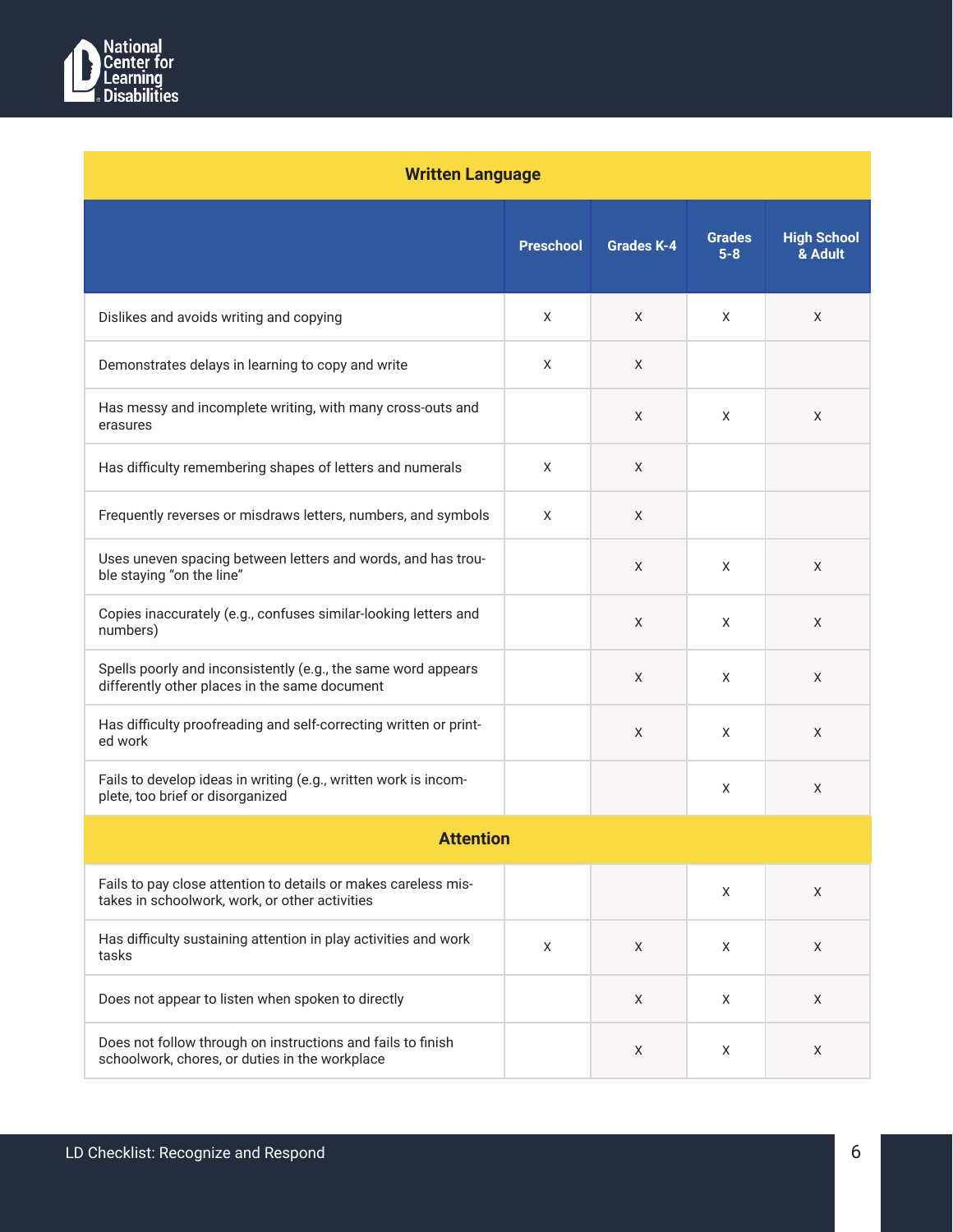| Written Language | | | | |
|---|---|---|---|---|
| | Preschool | Grades K-4 | Grades 5-8 | High School & Adult |
| Dislikes and avoids writing and copying | X | X | X | X |
| Demonstrates delays in learning to copy and write | X | X | | |
| Has messy and incomplete writing, with many cross-outs and erasures | | X | X | X |
| Has difficulty remembering shapes of letters and numerals | X | X | | |
| Frequently reverses or misdraws letters, numbers, and symbols | X | X | | |
| Uses uneven spacing between letters and words, and has trouble staying "on the line" | | X | X | X |
| Copies inaccurately (e.g., confuses similar-looking letters and numbers) | | X | X | X |
| Spells poorly and inconsistently (e.g., the same word appears differently other places in the same document | | X | X | X |
| Has difficulty proofreading and self-correcting written or printed work | | X | X | X |
| Fails to develop ideas in writing (e.g., written work is incomplete, too brief or disorganized | | | X | X |
| **Attention** | | | | |
| Fails to pay close attention to details or makes careless mistakes in schoolwork, work, or other activities | | | X | X |
| Has difficulty sustaining attention in play activities and work tasks | X | X | X | X |
| Does not appear to listen when spoken to directly | | X | X | X |
| Does not follow through on instructions and fails to finish schoolwork, chores, or duties in the workplace | | X | X | X |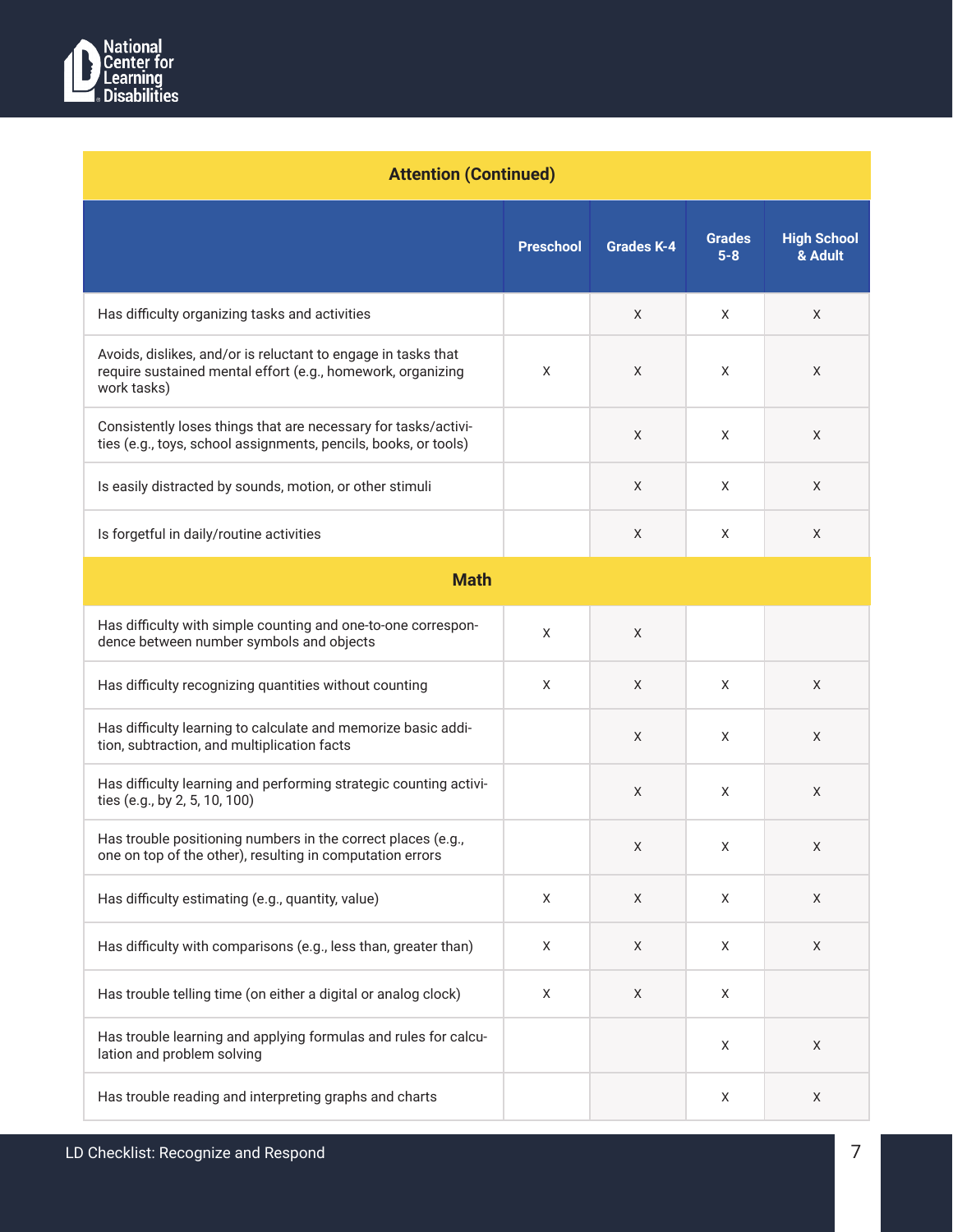| Attention (Continued) | | | | |
|---|---|---|---|---|
| | **Preschool** | **Grades K-4** | **Grades 5-8** | **High School & Adult** |
| Has difficulty organizing tasks and activities | | X | X | X |
| Avoids, dislikes, and/or is reluctant to engage in tasks that require sustained mental effort (e.g., homework, organizing work tasks) | X | X | X | X |
| Consistently loses things that are necessary for tasks/activities (e.g., toys, school assignments, pencils, books, or tools) | | X | X | X |
| Is easily distracted by sounds, motion, or other stimuli | | X | X | X |
| Is forgetful in daily/routine activities | | X | X | X |
| **Math** | | | | |
| Has difficulty with simple counting and one-to-one correspondence between number symbols and objects | X | X | | |
| Has difficulty recognizing quantities without counting | X | X | X | X |
| Has difficulty learning to calculate and memorize basic addition, subtraction, and multiplication facts | | X | X | X |
| Has difficulty learning and performing strategic counting activities (e.g., by 2, 5, 10, 100) | | X | X | X |
| Has trouble positioning numbers in the correct places (e.g., one on top of the other), resulting in computation errors | | X | X | X |
| Has difficulty estimating (e.g., quantity, value) | X | X | X | X |
| Has difficulty with comparisons (e.g., less than, greater than) | X | X | X | X |
| Has trouble telling time (on either a digital or analog clock) | X | X | X | |
| Has trouble learning and applying formulas and rules for calculation and problem solving | | | X | X |
| Has trouble reading and interpreting graphs and charts | | | X | X |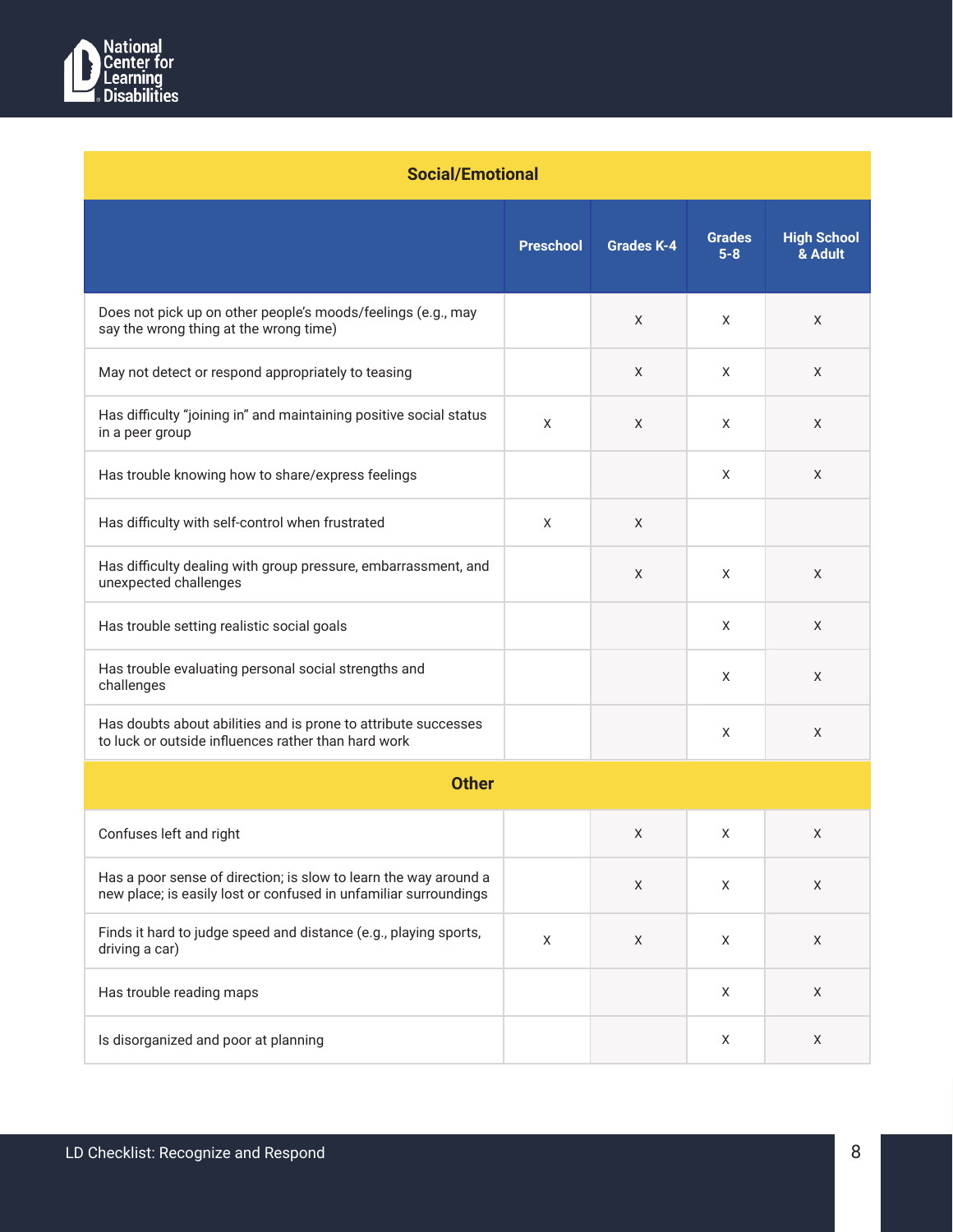| Social/Emotional | | | | |
|---|---|---|---|---|
| | **Preschool** | **Grades K-4** | **Grades 5-8** | **High School & Adult** |
| Does not pick up on other people's moods/feelings (e.g., may say the wrong thing at the wrong time) | | X | X | X |
| May not detect or respond appropriately to teasing | | X | X | X |
| Has difficulty "joining in" and maintaining positive social status in a peer group | X | X | X | X |
| Has trouble knowing how to share/express feelings | | | X | X |
| Has difficulty with self-control when frustrated | X | X | | |
| Has difficulty dealing with group pressure, embarrassment, and unexpected challenges | | X | X | X |
| Has trouble setting realistic social goals | | | X | X |
| Has trouble evaluating personal social strengths and challenges | | | X | X |
| Has doubts about abilities and is prone to attribute successes to luck or outside influences rather than hard work | | | X | X |
| **Other** | | | | |
| Confuses left and right | | X | X | X |
| Has a poor sense of direction; is slow to learn the way around a new place; is easily lost or confused in unfamiliar surroundings | | X | X | X |
| Finds it hard to judge speed and distance (e.g., playing sports, driving a car) | X | X | X | X |
| Has trouble reading maps | | | X | X |
| Is disorganized and poor at planning | | | X | X |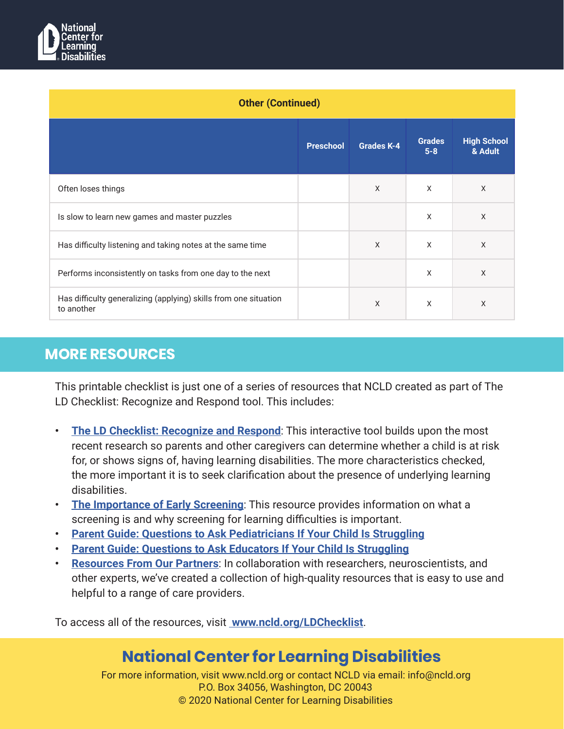**Other (Continued)**

| | Preschool | Grades K-4 | Grades 5-8 | High School & Adult |
|---|---|---|---|---|
| Often loses things | | X | X | X |
| Is slow to learn new games and master puzzles | | | X | X |
| Has difficulty listening and taking notes at the same time | | X | X | X |
| Performs inconsistently on tasks from one day to the next | | | X | X |
| Has difficulty generalizing (applying) skills from one situation to another | | X | X | X |

## MORE RESOURCES

This printable checklist is just one of a series of resources that NCLD created as part of The LD Checklist: Recognize and Respond tool. This includes:

- **The LD Checklist: Recognize and Respond**: This interactive tool builds upon the most recent research so parents and other caregivers can determine whether a child is at risk for, or shows signs of, having learning disabilities. The more characteristics checked, the more important it is to seek clarification about the presence of underlying learning disabilities.
- **The Importance of Early Screening**: This resource provides information on what a screening is and why screening for learning difficulties is important.
- **Parent Guide: Questions to Ask Pediatricians If Your Child Is Struggling**
- **Parent Guide: Questions to Ask Educators If Your Child Is Struggling**
- **Resources From Our Partners**: In collaboration with researchers, neuroscientists, and other experts, we've created a collection of high-quality resources that is easy to use and helpful to a range of care providers.

To access all of the resources, visit **www.ncld.org/LDChecklist**.

## National Center for Learning Disabilities

For more information, visit www.ncld.org or contact NCLD via email: info@ncld.org
P.O. Box 34056, Washington, DC 20043
© 2020 National Center for Learning Disabilities